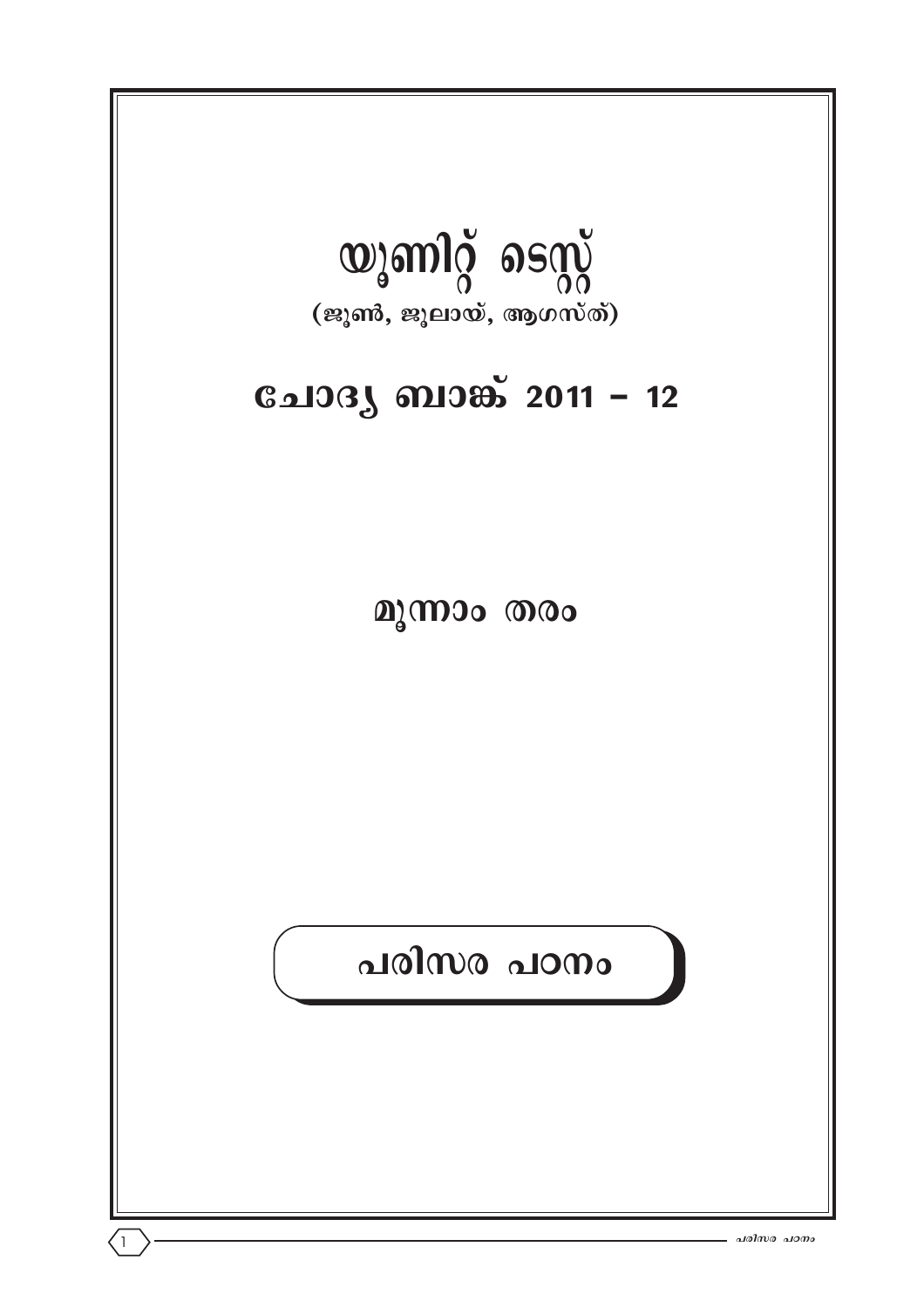# യൂണിറ്റ് ടെസ്റ്റ്

**(ജൂൺ, ജൂലായ്, ആഗസ്ത്)**

# ചോദ്യ ബാങ്ക് 2011 – 12

## മൂന്നാം തരം

## പരിസര പഠനം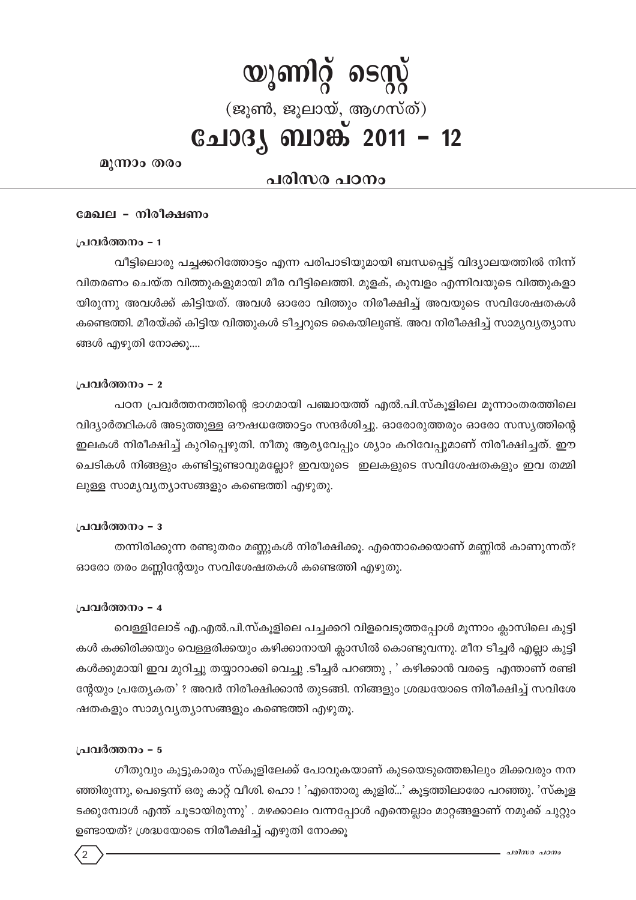# യൂണിറ്റ് ടെസ്റ്റ്

## (ജൂൺ, ജൂലായ്, ആഗസ്ത്)

# ചോദ്യ ബാങ്ക് 2011 – 12

**മൂന്നാം തരം**

## പരിസര പഠനം

### മേഖല – നിരീക്ഷണം

**പ്രവർത്തനം – 1**

വീട്ടിലൊരു പച്ചക്കറിത്തോട്ടം എന്ന പരിപാടിയുമായി ബന്ധപ്പെട്ട് വിദ്യാലയത്തിൽ നിന്ന് വിതരണം ചെയ്ത വിത്തുകളുമായി മീര വീട്ടിലെത്തി. മുളക്, കുമ്പളം എന്നിവയുടെ വിത്തുകളായിരുന്നു അവൾക്ക് കിട്ടിയത്. അവൾ ഓരോ വിത്തും നിരീക്ഷിച്ച് അവയുടെ സവിശേഷതകൾ കണ്ടെത്തി. മീരയ്ക്ക് കിട്ടിയ വിത്തുകൾ ടീച്ചറുടെ കൈയിലുണ്ട്. അവ നിരീക്ഷിച്ച് സാമ്യവ്യത്യാസങ്ങൾ എഴുതി നോക്കൂ....

**പ്രവർത്തനം – 2**

പഠന പ്രവർത്തനത്തിന്റെ ഭാഗമായി പഞ്ചായത്ത് എൽ.പി.സ്കൂളിലെ മൂന്നാംതരത്തിലെ വിദ്യാർത്ഥികൾ അടുത്തുള്ള ഔഷധത്തോട്ടം സന്ദർശിച്ചു. ഓരോരുത്തരും ഓരോ സസ്യത്തിന്റെ ഇലകൾ നിരീക്ഷിച്ച് കുറിപ്പെഴുതി. നീതു ആര്യവേപ്പും ശ്യാം കറിവേപ്പുമാണ് നിരീക്ഷിച്ചത്. ഈ ചെടികൾ നിങ്ങളും കണ്ടിട്ടുണ്ടാവുമല്ലോ? ഇവയുടെ ഇലകളുടെ സവിശേഷതകളും ഇവ തമ്മിലുള്ള സാമ്യവ്യത്യാസങ്ങളും കണ്ടെത്തി എഴുതു.

**പ്രവർത്തനം – 3**

തന്നിരിക്കുന്ന രണ്ടുതരം മണ്ണുകൾ നിരീക്ഷിക്കൂ. എന്തൊക്കെയാണ് മണ്ണിൽ കാണുന്നത്? ഓരോ തരം മണ്ണിന്റേയും സവിശേഷതകൾ കണ്ടെത്തി എഴുതൂ.

**പ്രവർത്തനം – 4**

വെള്ളിലോട് എ.എൽ.പി.സ്കൂളിലെ പച്ചക്കറി വിളവെടുത്തപ്പോൾ മൂന്നാം ക്ലാസിലെ കുട്ടികൾ കക്കിരിക്കയും വെള്ളരിക്കയും കഴിക്കാനായി ക്ലാസിൽ കൊണ്ടുവന്നു. മീന ടീച്ചർ എല്ലാ കുട്ടികൾക്കുമായി ഇവ മുറിച്ചു തയ്യാറാക്കി വെച്ചു .ടീച്ചർ പറഞ്ഞു , ' കഴിക്കാൻ വരട്ടെ എന്താണ് രണ്ടിന്റേയും പ്രത്യേകത' ? അവർ നിരീക്ഷിക്കാൻ തുടങ്ങി. നിങ്ങളും ശ്രദ്ധയോടെ നിരീക്ഷിച്ച് സവിശേഷതകളും സാമ്യവ്യത്യാസങ്ങളും കണ്ടെത്തി എഴുതൂ.

**പ്രവർത്തനം – 5**

ഗീതുവും കൂട്ടുകാരും സ്കൂളിലേക്ക് പോവുകയാണ് കുടയെടുത്തെങ്കിലും മിക്കവരും നനഞ്ഞിരുന്നു, പെട്ടെന്ന് ഒരു കാറ്റ് വീശി. ഹൊ ! 'എന്തൊരു കുളിര്...' കൂട്ടത്തിലാരോ പറഞ്ഞു. 'സ്കൂളടക്കുമ്പോൾ എന്ത് ചൂടായിരുന്നു' . മഴക്കാലം വന്നപ്പോൾ എന്തെല്ലാം മാറ്റങ്ങളാണ് നമുക്ക് ചുറ്റും ഉണ്ടായത്? ശ്രദ്ധയോടെ നിരീക്ഷിച്ച് എഴുതി നോക്കൂ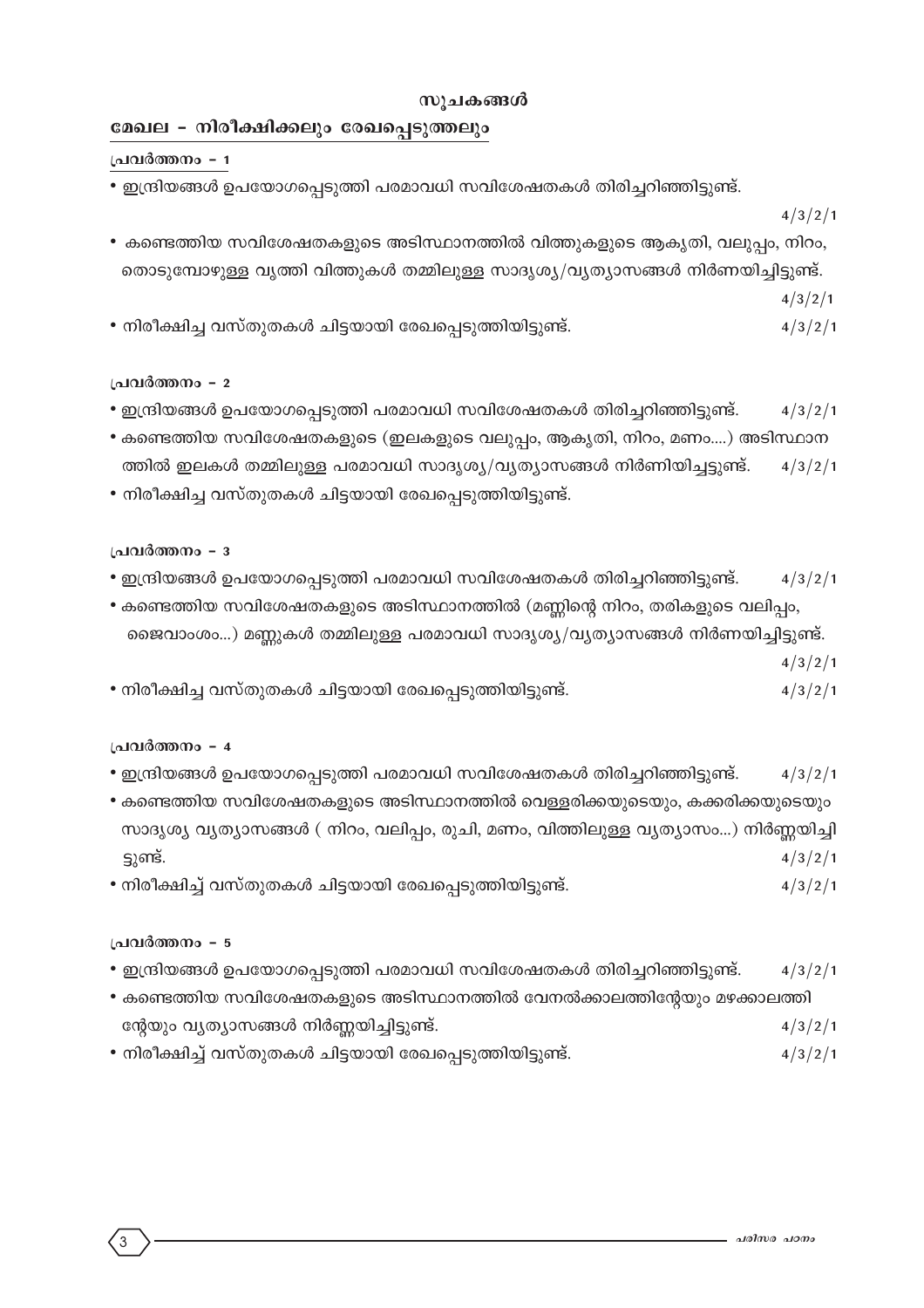## സൂചകങ്ങൾ

### മേഖല - നിരീക്ഷിക്കലും രേഖപ്പെടുത്തലും

**പ്രവർത്തനം - 1**

- ഇന്ദ്രിയങ്ങൾ ഉപയോഗപ്പെടുത്തി പരമാവധി സവിശേഷതകൾ തിരിച്ചറിഞ്ഞിട്ടുണ്ട്. 4/3/2/1
- കണ്ടെത്തിയ സവിശേഷതകളുടെ അടിസ്ഥാനത്തിൽ വിത്തുകളുടെ ആകൃതി, വലുപ്പം, നിറം, തൊടുമ്പോഴുള്ള വൃത്തി വിത്തുകൾ തമ്മിലുള്ള സാദൃശ്യ/വ്യത്യാസങ്ങൾ നിർണയിച്ചിട്ടുണ്ട്. 4/3/2/1
- നിരീക്ഷിച്ച വസ്തുതകൾ ചിട്ടയായി രേഖപ്പെടുത്തിയിട്ടുണ്ട്. 4/3/2/1

**പ്രവർത്തനം - 2**

- ഇന്ദ്രിയങ്ങൾ ഉപയോഗപ്പെടുത്തി പരമാവധി സവിശേഷതകൾ തിരിച്ചറിഞ്ഞിട്ടുണ്ട്. 4/3/2/1
- കണ്ടെത്തിയ സവിശേഷതകളുടെ (ഇലകളുടെ വലുപ്പം, ആകൃതി, നിറം, മണം....) അടിസ്ഥാനത്തിൽ ഇലകൾ തമ്മിലുള്ള പരമാവധി സാദൃശ്യ/വ്യത്യാസങ്ങൾ നിർണിയിച്ചട്ടുണ്ട്. 4/3/2/1
- നിരീക്ഷിച്ച വസ്തുതകൾ ചിട്ടയായി രേഖപ്പെടുത്തിയിട്ടുണ്ട്.

**പ്രവർത്തനം - 3**

- ഇന്ദ്രിയങ്ങൾ ഉപയോഗപ്പെടുത്തി പരമാവധി സവിശേഷതകൾ തിരിച്ചറിഞ്ഞിട്ടുണ്ട്. 4/3/2/1
- കണ്ടെത്തിയ സവിശേഷതകളുടെ അടിസ്ഥാനത്തിൽ (മണ്ണിന്റെ നിറം, തരികളുടെ വലിപ്പം, ജൈവാംശം...) മണ്ണുകൾ തമ്മിലുള്ള പരമാവധി സാദൃശ്യ/വ്യത്യാസങ്ങൾ നിർണയിച്ചിട്ടുണ്ട്. 4/3/2/1
- നിരീക്ഷിച്ച വസ്തുതകൾ ചിട്ടയായി രേഖപ്പെടുത്തിയിട്ടുണ്ട്. 4/3/2/1

**പ്രവർത്തനം - 4**

- ഇന്ദ്രിയങ്ങൾ ഉപയോഗപ്പെടുത്തി പരമാവധി സവിശേഷതകൾ തിരിച്ചറിഞ്ഞിട്ടുണ്ട്. 4/3/2/1
- കണ്ടെത്തിയ സവിശേഷതകളുടെ അടിസ്ഥാനത്തിൽ വെള്ളരിക്കയുടെയും, കക്കരിക്കയുടെയും സാദൃശ്യ വ്യത്യാസങ്ങൾ ( നിറം, വലിപ്പം, രുചി, മണം, വിത്തിലുള്ള വ്യത്യാസം...) നിർണ്ണയിച്ചിട്ടുണ്ട്. 4/3/2/1
- നിരീക്ഷിച്ച് വസ്തുതകൾ ചിട്ടയായി രേഖപ്പെടുത്തിയിട്ടുണ്ട്. 4/3/2/1

**പ്രവർത്തനം - 5**

- ഇന്ദ്രിയങ്ങൾ ഉപയോഗപ്പെടുത്തി പരമാവധി സവിശേഷതകൾ തിരിച്ചറിഞ്ഞിട്ടുണ്ട്. 4/3/2/1
- കണ്ടെത്തിയ സവിശേഷതകളുടെ അടിസ്ഥാനത്തിൽ വേനൽക്കാലത്തിന്റേയും മഴക്കാലത്തിന്റേയും വ്യത്യാസങ്ങൾ നിർണ്ണയിച്ചിട്ടുണ്ട്. 4/3/2/1
- നിരീക്ഷിച്ച് വസ്തുതകൾ ചിട്ടയായി രേഖപ്പെടുത്തിയിട്ടുണ്ട്. 4/3/2/1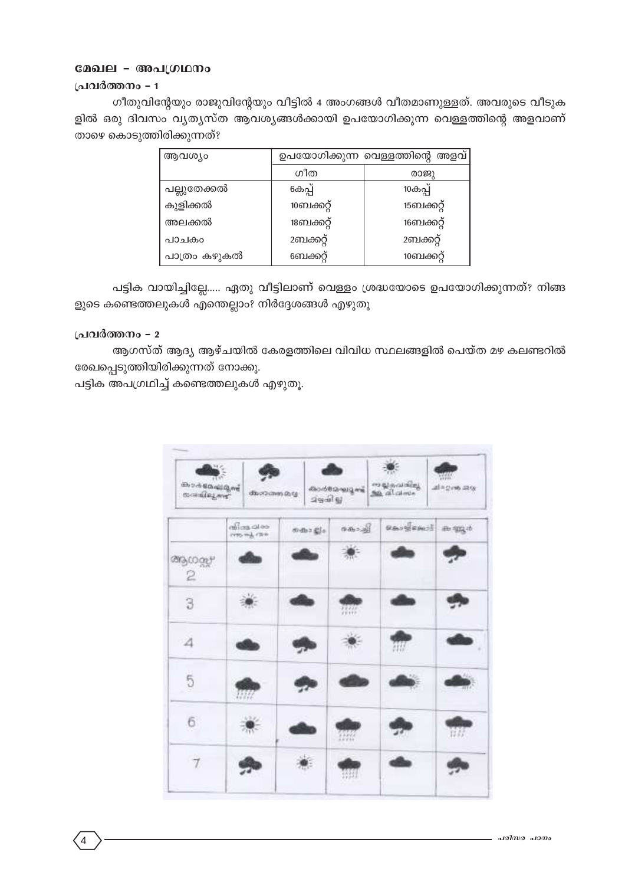## മേഖല - അപഗ്രഥനം

### പ്രവർത്തനം – 1

ഗീതുവിന്റേയും രാജുവിന്റേയും വീട്ടിൽ 4 അംഗങ്ങൾ വീതമാണുള്ളത്. അവരുടെ വീടുകളിൽ ഒരു ദിവസം വ്യത്യസ്ത ആവശ്യങ്ങൾക്കായി ഉപയോഗിക്കുന്ന വെള്ളത്തിന്റെ അളവാണ് താഴെ കൊടുത്തിരിക്കുന്നത്?

| ആവശ്യം | ഉപയോഗിക്കുന്ന വെള്ളത്തിന്റെ അളവ് | |
|---|---|---|
| | ഗീത | രാജു |
| പല്ലുതേക്കൽ | 6കപ്പ് | 10കപ്പ് |
| കുളിക്കൽ | 10ബക്കറ്റ് | 15ബക്കറ്റ് |
| അലക്കൽ | 18ബക്കറ്റ് | 16ബക്കറ്റ് |
| പാചകം | 2ബക്കറ്റ് | 2ബക്കറ്റ് |
| പാത്രം കഴുകൽ | 6ബക്കറ്റ് | 10ബക്കറ്റ് |

പട്ടിക വായിച്ചില്ലേ..... ഏതു വീട്ടിലാണ് വെള്ളം ശ്രദ്ധയോടെ ഉപയോഗിക്കുന്നത്? നിങ്ങളുടെ കണ്ടെത്തലുകൾ എന്തെല്ലാം? നിർദ്ദേശങ്ങൾ എഴുതൂ

### പ്രവർത്തനം – 2

ആഗസ്ത് ആദ്യ ആഴ്ചയിൽ കേരളത്തിലെ വിവിധ സ്ഥലങ്ങളിൽ പെയ്ത മഴ കലണ്ടറിൽ രേഖപ്പെടുത്തിയിരിക്കുന്നത് നോക്കൂ.

പട്ടിക അപഗ്രഥിച്ച് കണ്ടെത്തലുകൾ എഴുതൂ.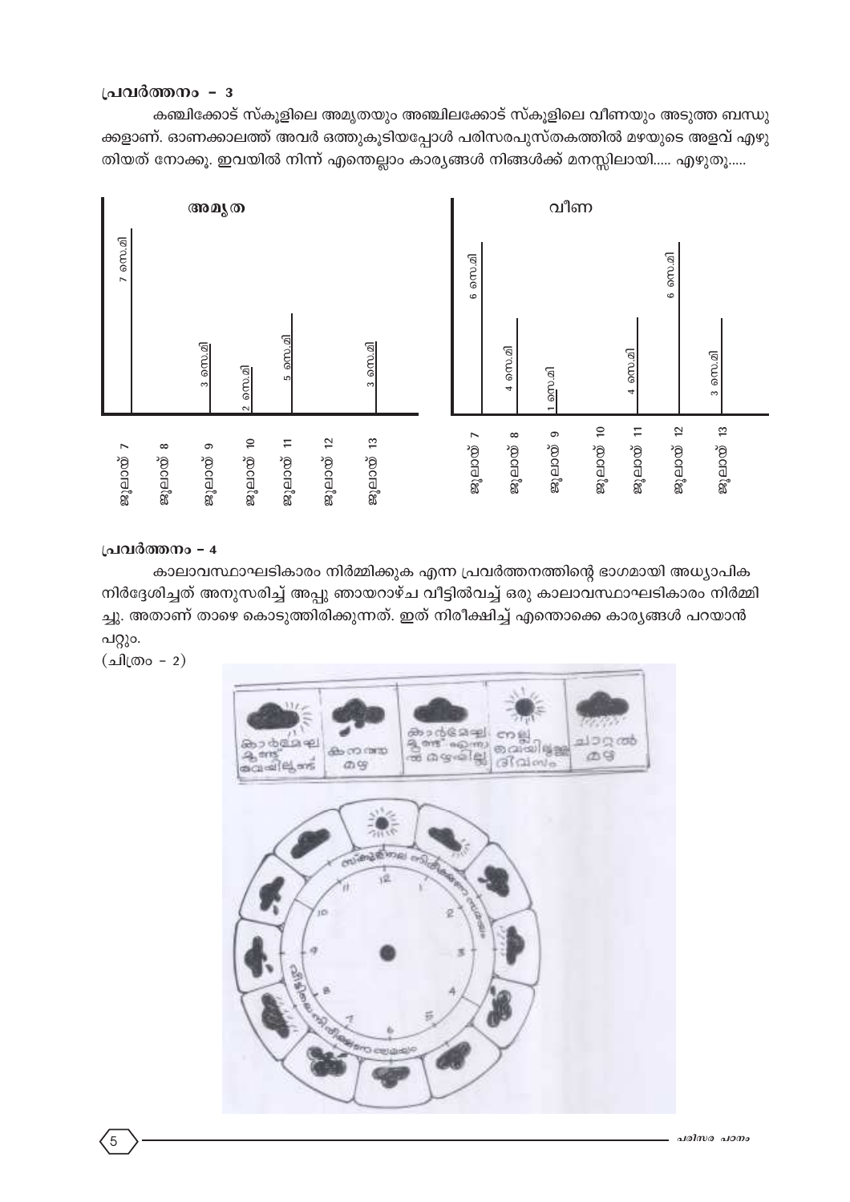### പ്രവർത്തനം – 3

കഞ്ചിക്കോട് സ്കൂളിലെ അമൃതയും അഞ്ചിലക്കോട് സ്കൂളിലെ വീണയും അടുത്ത ബന്ധുക്കളാണ്. ഓണക്കാലത്ത് അവർ ഒത്തുകൂടിയപ്പോൾ പരിസരപുസ്തകത്തിൽ മഴയുടെ അളവ് എഴുതിയത് നോക്കൂ. ഇവയിൽ നിന്ന് എന്തെല്ലാം കാര്യങ്ങൾ നിങ്ങൾക്ക് മനസ്സിലായി..... എഴുതൂ.....

**അമൃത**

| തീയതി | മഴയുടെ അളവ് |
|---|---|
| ജൂലായ് 7 | 7 സെ.മി |
| ജൂലായ് 8 | |
| ജൂലായ് 9 | 3 സെ.മി |
| ജൂലായ് 10 | 2 സെ.മി |
| ജൂലായ് 11 | 5 സെ.മി |
| ജൂലായ് 12 | |
| ജൂലായ് 13 | 3 സെ.മി |

**വീണ**

| തീയതി | മഴയുടെ അളവ് |
|---|---|
| ജൂലായ് 7 | 6 സെ.മി |
| ജൂലായ് 8 | 4 സെ.മി |
| ജൂലായ് 9 | 1 സെ.മി |
| ജൂലായ് 10 | |
| ജൂലായ് 11 | 4 സെ.മി |
| ജൂലായ് 12 | 6 സെ.മി |
| ജൂലായ് 13 | 3 സെ.മി |

### പ്രവർത്തനം – 4

കാലാവസ്ഥാഘടികാരം നിർമ്മിക്കുക എന്ന പ്രവർത്തനത്തിന്റെ ഭാഗമായി അധ്യാപിക നിർദ്ദേശിച്ചത് അനുസരിച്ച് അപ്പു ഞായറാഴ്ച വീട്ടിൽവച്ച് ഒരു കാലാവസ്ഥാഘടികാരം നിർമ്മിച്ചു. അതാണ് താഴെ കൊടുത്തിരിക്കുന്നത്. ഇത് നിരീക്ഷിച്ച് എന്തൊക്കെ കാര്യങ്ങൾ പറയാൻ പറ്റും.

(ചിത്രം – 2)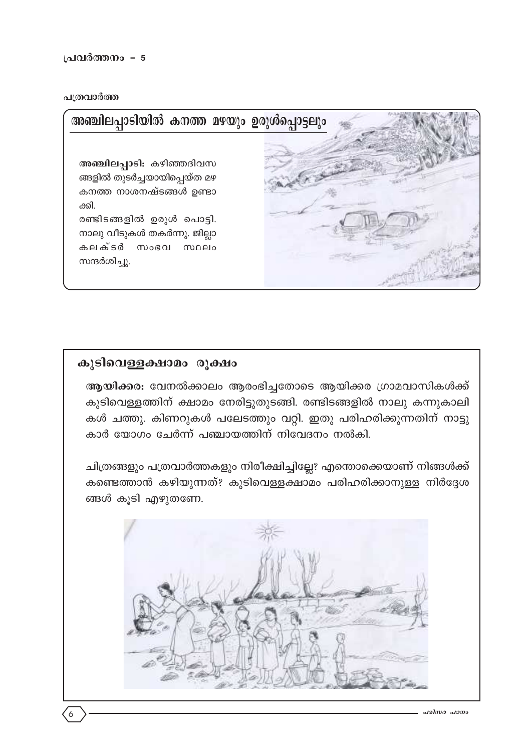പ്രവർത്തനം - 5

പത്രവാർത്ത

## അഞ്ചിലപ്പാടിയിൽ കനത്ത മഴയും ഉരുൾപ്പൊട്ടലും

**അഞ്ചിലപ്പാടി:** കഴിഞ്ഞദിവസങ്ങളിൽ തുടർച്ചയായിപ്പെയ്ത മഴ കനത്ത നാശനഷ്ടങ്ങൾ ഉണ്ടാക്കി.
രണ്ടിടങ്ങളിൽ ഉരുൾ പൊട്ടി. നാലു വീടുകൾ തകർന്നു. ജില്ലാ കലക്ടർ സംഭവ സ്ഥലം സന്ദർശിച്ചു.

## കുടിവെള്ളക്ഷാമം രൂക്ഷം

**ആയിക്കര:** വേനൽക്കാലം ആരംഭിച്ചതോടെ ആയിക്കര ഗ്രാമവാസികൾക്ക് കുടിവെള്ളത്തിന് ക്ഷാമം നേരിട്ടുതുടങ്ങി. രണ്ടിടങ്ങളിൽ നാലു കന്നുകാലികൾ ചത്തു. കിണറുകൾ പലേടത്തും വറ്റി. ഇതു പരിഹരിക്കുന്നതിന് നാട്ടുകാർ യോഗം ചേർന്ന് പഞ്ചായത്തിന് നിവേദനം നൽകി.

ചിത്രങ്ങളും പത്രവാർത്തകളും നിരീക്ഷിച്ചില്ലേ? എന്തൊക്കെയാണ് നിങ്ങൾക്ക് കണ്ടെത്താൻ കഴിയുന്നത്? കുടിവെള്ളക്ഷാമം പരിഹരിക്കാനുള്ള നിർദ്ദേശങ്ങൾ കൂടി എഴുതണേ.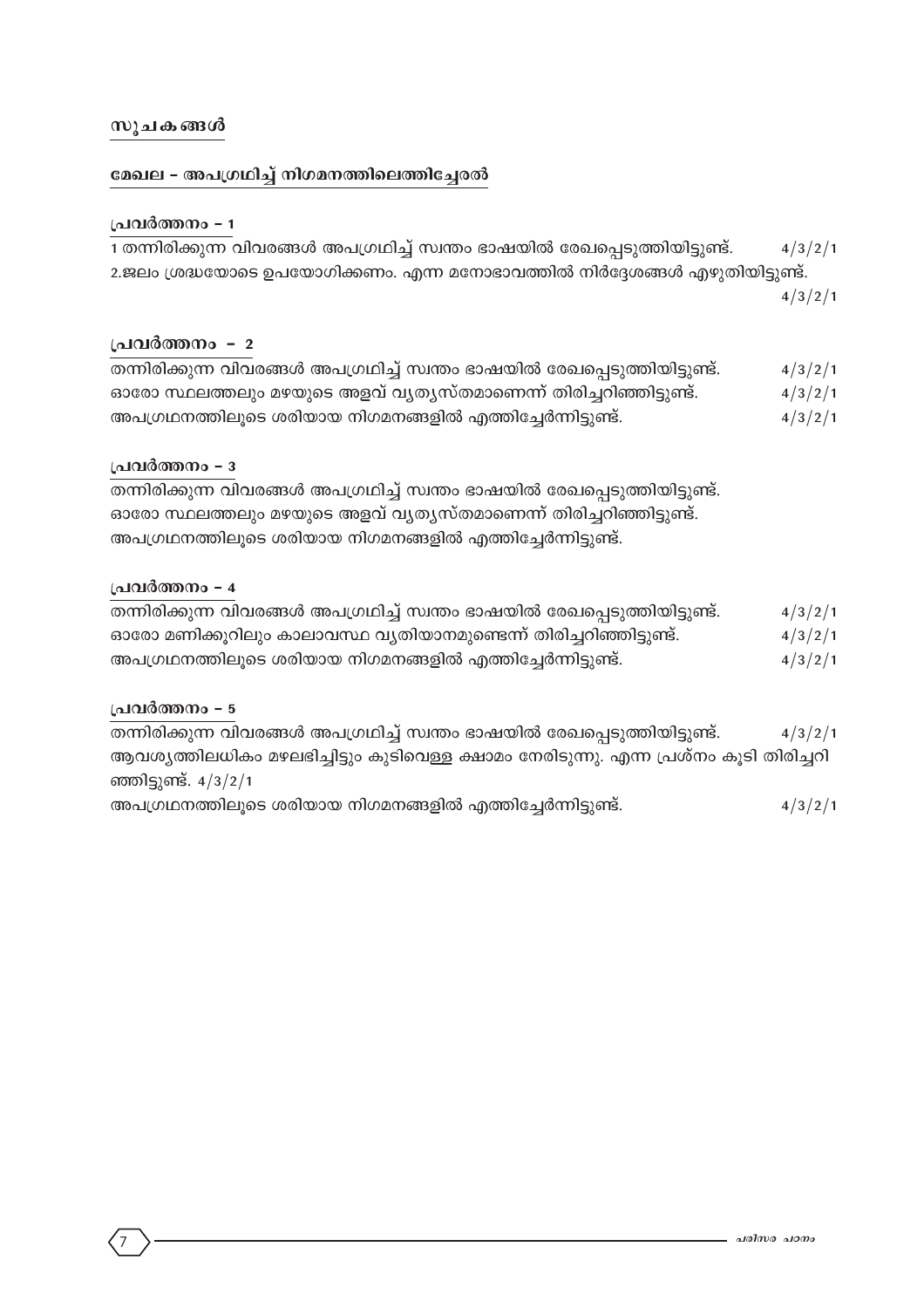## സൂചകങ്ങൾ

### മേഖല – അപഗ്രഥിച്ച് നിഗമനത്തിലെത്തിച്ചേരൽ

#### പ്രവർത്തനം – 1

1 തന്നിരിക്കുന്ന വിവരങ്ങൾ അപഗ്രഥിച്ച് സ്വന്തം ഭാഷയിൽ രേഖപ്പെടുത്തിയിട്ടുണ്ട്. 4/3/2/1

2.ജലം ശ്രദ്ധയോടെ ഉപയോഗിക്കണം. എന്ന മനോഭാവത്തിൽ നിർദ്ദേശങ്ങൾ എഴുതിയിട്ടുണ്ട്. 4/3/2/1

#### പ്രവർത്തനം – 2

തന്നിരിക്കുന്ന വിവരങ്ങൾ അപഗ്രഥിച്ച് സ്വന്തം ഭാഷയിൽ രേഖപ്പെടുത്തിയിട്ടുണ്ട്. 4/3/2/1

ഓരോ സ്ഥലത്തലും മഴയുടെ അളവ് വ്യത്യസ്തമാണെന്ന് തിരിച്ചറിഞ്ഞിട്ടുണ്ട്. 4/3/2/1

അപഗ്രഥനത്തിലൂടെ ശരിയായ നിഗമനങ്ങളിൽ എത്തിച്ചേർന്നിട്ടുണ്ട്. 4/3/2/1

#### പ്രവർത്തനം – 3

തന്നിരിക്കുന്ന വിവരങ്ങൾ അപഗ്രഥിച്ച് സ്വന്തം ഭാഷയിൽ രേഖപ്പെടുത്തിയിട്ടുണ്ട്.

ഓരോ സ്ഥലത്തലും മഴയുടെ അളവ് വ്യത്യസ്തമാണെന്ന് തിരിച്ചറിഞ്ഞിട്ടുണ്ട്.

അപഗ്രഥനത്തിലൂടെ ശരിയായ നിഗമനങ്ങളിൽ എത്തിച്ചേർന്നിട്ടുണ്ട്.

#### പ്രവർത്തനം – 4

തന്നിരിക്കുന്ന വിവരങ്ങൾ അപഗ്രഥിച്ച് സ്വന്തം ഭാഷയിൽ രേഖപ്പെടുത്തിയിട്ടുണ്ട്. 4/3/2/1

ഓരോ മണിക്കൂറിലും കാലാവസ്ഥ വ്യതിയാനമുണ്ടെന്ന് തിരിച്ചറിഞ്ഞിട്ടുണ്ട്. 4/3/2/1

അപഗ്രഥനത്തിലൂടെ ശരിയായ നിഗമനങ്ങളിൽ എത്തിച്ചേർന്നിട്ടുണ്ട്. 4/3/2/1

#### പ്രവർത്തനം – 5

തന്നിരിക്കുന്ന വിവരങ്ങൾ അപഗ്രഥിച്ച് സ്വന്തം ഭാഷയിൽ രേഖപ്പെടുത്തിയിട്ടുണ്ട്. 4/3/2/1

ആവശ്യത്തിലധികം മഴലഭിച്ചിട്ടും കുടിവെള്ള ക്ഷാമം നേരിടുന്നു. എന്ന പ്രശ്നം കൂടി തിരിച്ചറിഞ്ഞിട്ടുണ്ട്. 4/3/2/1

അപഗ്രഥനത്തിലൂടെ ശരിയായ നിഗമനങ്ങളിൽ എത്തിച്ചേർന്നിട്ടുണ്ട്. 4/3/2/1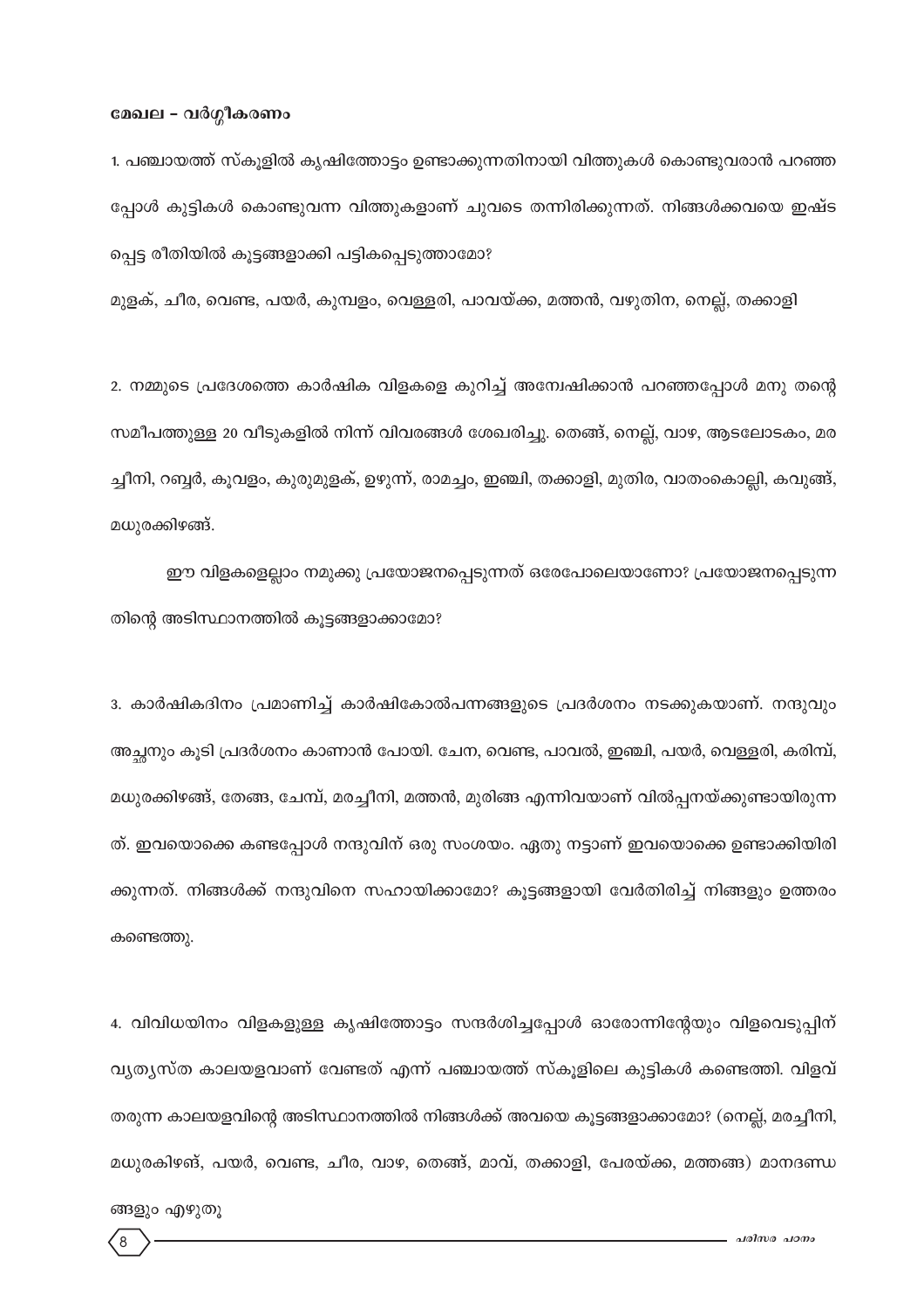**മേഖല – വർഗ്ഗീകരണം**

1. പഞ്ചായത്ത് സ്കൂളിൽ കൃഷിത്തോട്ടം ഉണ്ടാക്കുന്നതിനായി വിത്തുകൾ കൊണ്ടുവരാൻ പറഞ്ഞപ്പോൾ കുട്ടികൾ കൊണ്ടുവന്ന വിത്തുകളാണ് ചുവടെ തന്നിരിക്കുന്നത്. നിങ്ങൾക്കവയെ ഇഷ്ടപ്പെട്ട രീതിയിൽ കൂട്ടങ്ങളാക്കി പട്ടികപ്പെടുത്താമോ?

മുളക്, ചീര, വെണ്ട, പയർ, കുമ്പളം, വെള്ളരി, പാവയ്ക്ക, മത്തൻ, വഴുതിന, നെല്ല്, തക്കാളി

2. നമ്മുടെ പ്രദേശത്തെ കാർഷിക വിളകളെ കുറിച്ച് അന്വേഷിക്കാൻ പറഞ്ഞപ്പോൾ മനു തന്റെ സമീപത്തുള്ള 20 വീടുകളിൽ നിന്ന് വിവരങ്ങൾ ശേഖരിച്ചു. തെങ്ങ്, നെല്ല്, വാഴ, ആടലോടകം, മരച്ചീനി, റബ്ബർ, കൂവളം, കുരുമുളക്, ഉഴുന്ന്, രാമച്ചം, ഇഞ്ചി, തക്കാളി, മുതിര, വാതംകൊല്ലി, കവുങ്ങ്, മധുരക്കിഴങ്ങ്.

ഈ വിളകളെല്ലാം നമുക്കു പ്രയോജനപ്പെടുന്നത് ഒരേപോലെയാണോ? പ്രയോജനപ്പെടുന്നതിന്റെ അടിസ്ഥാനത്തിൽ കൂട്ടങ്ങളാക്കാമോ?

3. കാർഷികദിനം പ്രമാണിച്ച് കാർഷികോൽപന്നങ്ങളുടെ പ്രദർശനം നടക്കുകയാണ്. നന്ദുവും അച്ഛനും കൂടി പ്രദർശനം കാണാൻ പോയി. ചേന, വെണ്ട, പാവൽ, ഇഞ്ചി, പയർ, വെള്ളരി, കരിമ്പ്, മധുരക്കിഴങ്ങ്, തേങ്ങ, ചേമ്പ്, മരച്ചീനി, മത്തൻ, മുരിങ്ങ എന്നിവയാണ് വിൽപ്പനയ്ക്കുണ്ടായിരുന്നത്. ഇവയൊക്കെ കണ്ടപ്പോൾ നന്ദുവിന് ഒരു സംശയം. ഏതു നട്ടാണ് ഇവയൊക്കെ ഉണ്ടാക്കിയിരിക്കുന്നത്. നിങ്ങൾക്ക് നന്ദുവിനെ സഹായിക്കാമോ? കൂട്ടങ്ങളായി വേർതിരിച്ച് നിങ്ങളും ഉത്തരം കണ്ടെത്തൂ.

4. വിവിധയിനം വിളകളുള്ള കൃഷിത്തോട്ടം സന്ദർശിച്ചപ്പോൾ ഓരോന്നിന്റേയും വിളവെടുപ്പിന് വ്യത്യസ്ത കാലയളവാണ് വേണ്ടത് എന്ന് പഞ്ചായത്ത് സ്കൂളിലെ കുട്ടികൾ കണ്ടെത്തി. വിളവ് തരുന്ന കാലയളവിന്റെ അടിസ്ഥാനത്തിൽ നിങ്ങൾക്ക് അവയെ കൂട്ടങ്ങളാക്കാമോ? (നെല്ല്, മരച്ചീനി, മധുരകിഴങ്ങ്, പയർ, വെണ്ട, ചീര, വാഴ, തെങ്ങ്, മാവ്, തക്കാളി, പേരയ്ക്ക, മത്തങ്ങ) മാനദണ്ഡങ്ങളും എഴുതൂ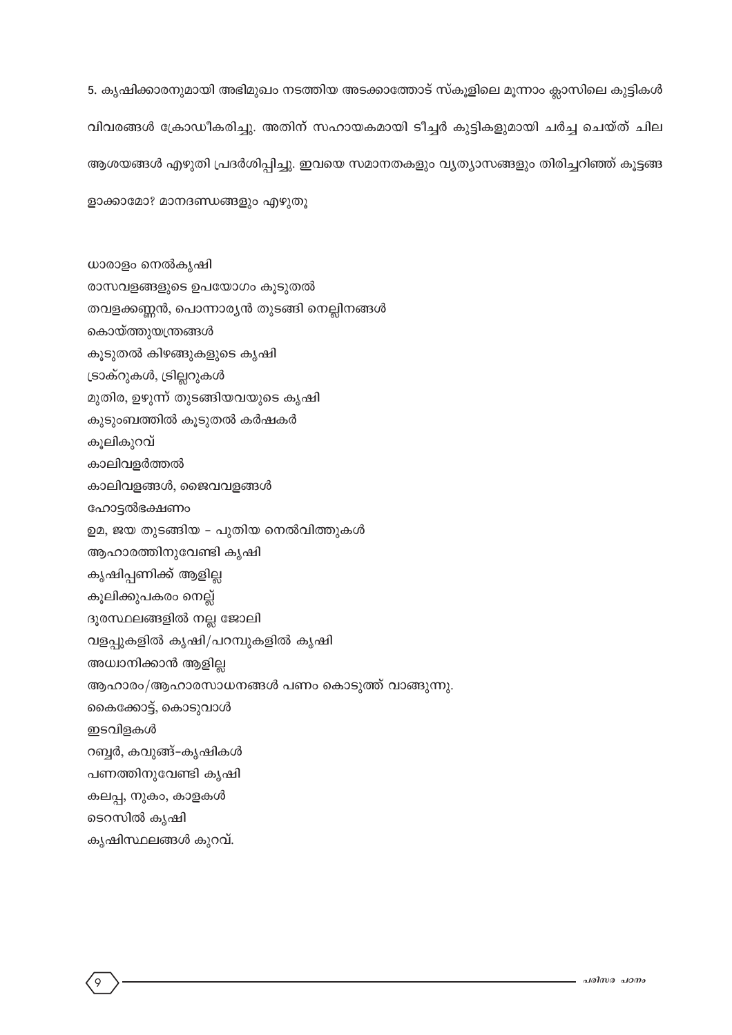5. കൃഷിക്കാരനുമായി അഭിമുഖം നടത്തിയ അടക്കാത്തോട് സ്കൂളിലെ മൂന്നാം ക്ലാസിലെ കുട്ടികൾ വിവരങ്ങൾ ക്രോഡീകരിച്ചു. അതിന് സഹായകമായി ടീച്ചർ കുട്ടികളുമായി ചർച്ച ചെയ്ത് ചില ആശയങ്ങൾ എഴുതി പ്രദർശിപ്പിച്ചു. ഇവയെ സമാനതകളും വ്യത്യാസങ്ങളും തിരിച്ചറിഞ്ഞ് കൂട്ടങ്ങളാക്കാമോ? മാനദണ്ഡങ്ങളും എഴുതൂ

ധാരാളം നെൽകൃഷി
രാസവളങ്ങളുടെ ഉപയോഗം കൂടുതൽ
തവളക്കണ്ണൻ, പൊന്നാര്യൻ തുടങ്ങി നെല്ലിനങ്ങൾ
കൊയ്ത്തുയന്ത്രങ്ങൾ
കൂടുതൽ കിഴങ്ങുകളുടെ കൃഷി
ട്രാക്റുകൾ, ട്രില്ലറുകൾ
മുതിര, ഉഴുന്ന് തുടങ്ങിയവയുടെ കൃഷി
കുടുംബത്തിൽ കൂടുതൽ കർഷകർ
കൂലികുറവ്
കാലിവളർത്തൽ
കാലിവളങ്ങൾ, ജൈവവളങ്ങൾ
ഹോട്ടൽഭക്ഷണം
ഉമ, ജയ തുടങ്ങിയ - പുതിയ നെൽവിത്തുകൾ
ആഹാരത്തിനുവേണ്ടി കൃഷി
കൃഷിപ്പണിക്ക് ആളില്ല
കൂലിക്കുപകരം നെല്ല്
ദൂരസ്ഥലങ്ങളിൽ നല്ല ജോലി
വളപ്പുകളിൽ കൃഷി/പറമ്പുകളിൽ കൃഷി
അധ്വാനിക്കാൻ ആളില്ല
ആഹാരം/ആഹാരസാധനങ്ങൾ പണം കൊടുത്ത് വാങ്ങുന്നു.
കൈക്കോട്ട്, കൊടുവാൾ
ഇടവിളകൾ
റബ്ബർ, കവുങ്ങ്-കൃഷികൾ
പണത്തിനുവേണ്ടി കൃഷി
കലപ്പ, നുകം, കാളകൾ
ടെറസിൽ കൃഷി
കൃഷിസ്ഥലങ്ങൾ കുറവ്.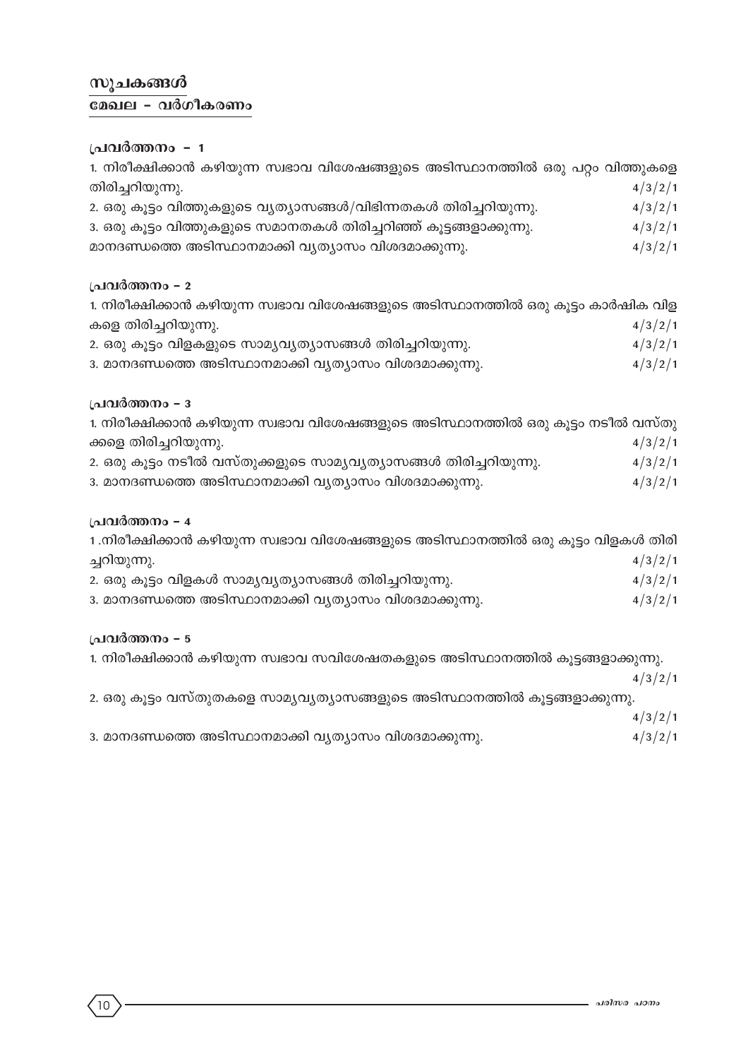## സൂചകങ്ങൾ

### മേഖല – വർഗീകരണം

**പ്രവർത്തനം – 1**

1. നിരീക്ഷിക്കാൻ കഴിയുന്ന സ്വഭാവ വിശേഷങ്ങളുടെ അടിസ്ഥാനത്തിൽ ഒരു പറ്റം വിത്തുകളെ തിരിച്ചറിയുന്നു. 4/3/2/1
2. ഒരു കൂട്ടം വിത്തുകളുടെ വ്യത്യാസങ്ങൾ/വിഭിന്നതകൾ തിരിച്ചറിയുന്നു. 4/3/2/1
3. ഒരു കൂട്ടം വിത്തുകളുടെ സമാനതകൾ തിരിച്ചറിഞ്ഞ് കൂട്ടങ്ങളാക്കുന്നു. 4/3/2/1

മാനദണ്ഡത്തെ അടിസ്ഥാനമാക്കി വ്യത്യാസം വിശദമാക്കുന്നു. 4/3/2/1

**പ്രവർത്തനം – 2**

1. നിരീക്ഷിക്കാൻ കഴിയുന്ന സ്വഭാവ വിശേഷങ്ങളുടെ അടിസ്ഥാനത്തിൽ ഒരു കൂട്ടം കാർഷിക വിളകളെ തിരിച്ചറിയുന്നു. 4/3/2/1
2. ഒരു കൂട്ടം വിളകളുടെ സാമ്യവ്യത്യാസങ്ങൾ തിരിച്ചറിയുന്നു. 4/3/2/1
3. മാനദണ്ഡത്തെ അടിസ്ഥാനമാക്കി വ്യത്യാസം വിശദമാക്കുന്നു. 4/3/2/1

**പ്രവർത്തനം – 3**

1. നിരീക്ഷിക്കാൻ കഴിയുന്ന സ്വഭാവ വിശേഷങ്ങളുടെ അടിസ്ഥാനത്തിൽ ഒരു കൂട്ടം നടീൽ വസ്തുക്കളെ തിരിച്ചറിയുന്നു. 4/3/2/1
2. ഒരു കൂട്ടം നടീൽ വസ്തുക്കളുടെ സാമ്യവ്യത്യാസങ്ങൾ തിരിച്ചറിയുന്നു. 4/3/2/1
3. മാനദണ്ഡത്തെ അടിസ്ഥാനമാക്കി വ്യത്യാസം വിശദമാക്കുന്നു. 4/3/2/1

**പ്രവർത്തനം – 4**

1. നിരീക്ഷിക്കാൻ കഴിയുന്ന സ്വഭാവ വിശേഷങ്ങളുടെ അടിസ്ഥാനത്തിൽ ഒരു കൂട്ടം വിളകൾ തിരിച്ചറിയുന്നു. 4/3/2/1
2. ഒരു കൂട്ടം വിളകൾ സാമ്യവ്യത്യാസങ്ങൾ തിരിച്ചറിയുന്നു. 4/3/2/1
3. മാനദണ്ഡത്തെ അടിസ്ഥാനമാക്കി വ്യത്യാസം വിശദമാക്കുന്നു. 4/3/2/1

**പ്രവർത്തനം – 5**

1. നിരീക്ഷിക്കാൻ കഴിയുന്ന സ്വഭാവ സവിശേഷതകളുടെ അടിസ്ഥാനത്തിൽ കൂട്ടങ്ങളാക്കുന്നു. 4/3/2/1
2. ഒരു കൂട്ടം വസ്തുതകളെ സാമ്യവ്യത്യാസങ്ങളുടെ അടിസ്ഥാനത്തിൽ കൂട്ടങ്ങളാക്കുന്നു. 4/3/2/1
3. മാനദണ്ഡത്തെ അടിസ്ഥാനമാക്കി വ്യത്യാസം വിശദമാക്കുന്നു. 4/3/2/1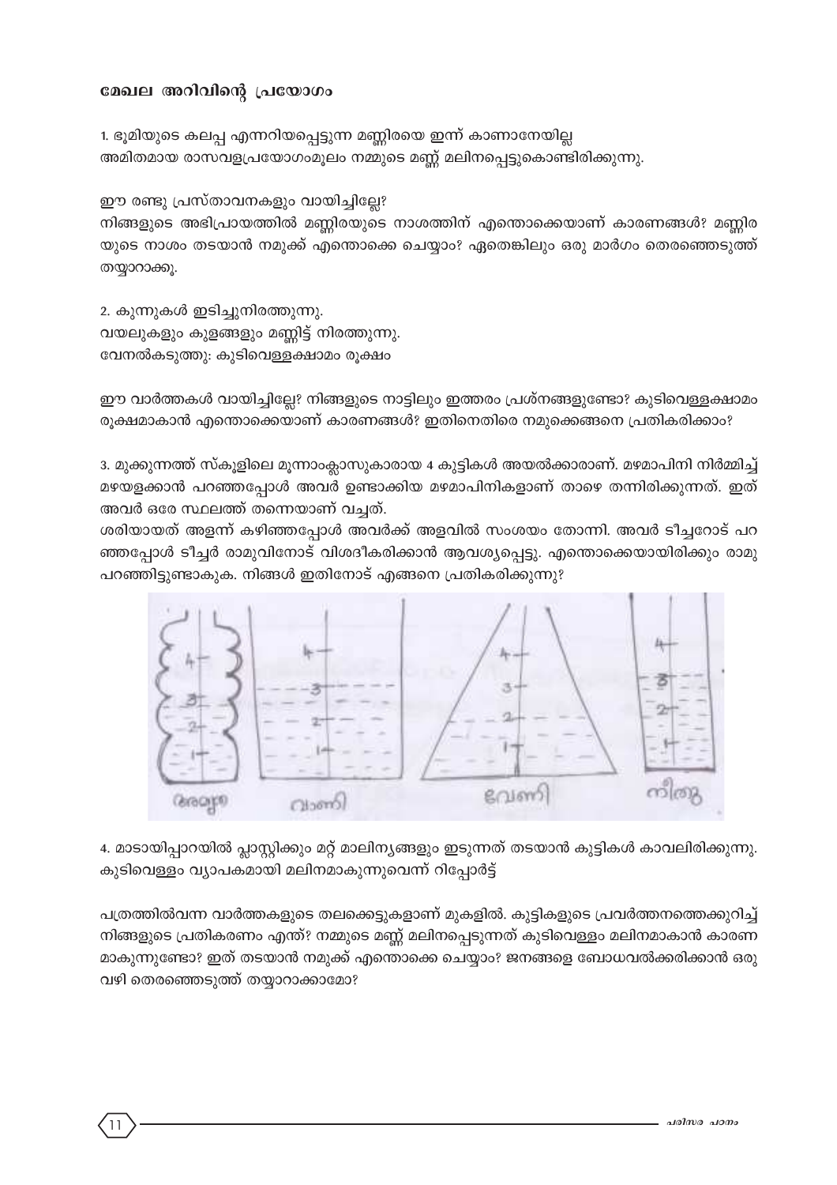### മേഖല അറിവിന്റെ പ്രയോഗം

1. ഭൂമിയുടെ കലപ്പ എന്നറിയപ്പെടുന്ന മണ്ണിരയെ ഇന്ന് കാണാനേയില്ല
അമിതമായ രാസവളപ്രയോഗംമൂലം നമ്മുടെ മണ്ണ് മലിനപ്പെട്ടുകൊണ്ടിരിക്കുന്നു.

ഈ രണ്ടു പ്രസ്താവനകളും വായിച്ചില്ലേ?
നിങ്ങളുടെ അഭിപ്രായത്തിൽ മണ്ണിരയുടെ നാശത്തിന് എന്തൊക്കെയാണ് കാരണങ്ങൾ? മണ്ണിരയുടെ നാശം തടയാൻ നമുക്ക് എന്തൊക്കെ ചെയ്യാം? ഏതെങ്കിലും ഒരു മാർഗം തെരഞ്ഞെടുത്ത് തയ്യാറാക്കൂ.

2. കുന്നുകൾ ഇടിച്ചുനിരത്തുന്നു.
വയലുകളും കുളങ്ങളും മണ്ണിട്ട് നിരത്തുന്നു.
വേനൽകടുത്തു: കുടിവെള്ളക്ഷാമം രൂക്ഷം

ഈ വാർത്തകൾ വായിച്ചില്ലേ? നിങ്ങളുടെ നാട്ടിലും ഇത്തരം പ്രശ്നങ്ങളുണ്ടോ? കുടിവെള്ളക്ഷാമം രൂക്ഷമാകാൻ എന്തൊക്കെയാണ് കാരണങ്ങൾ? ഇതിനെതിരെ നമുക്കെങ്ങനെ പ്രതികരിക്കാം?

3. മുക്കുന്നത്ത് സ്കൂളിലെ മൂന്നാംക്ലാസുകാരായ 4 കുട്ടികൾ അയൽക്കാരാണ്. മഴമാപിനി നിർമ്മിച്ച് മഴയളക്കാൻ പറഞ്ഞപ്പോൾ അവർ ഉണ്ടാക്കിയ മഴമാപിനികളാണ് താഴെ തന്നിരിക്കുന്നത്. ഇത് അവർ ഒരേ സ്ഥലത്ത് തന്നെയാണ് വച്ചത്.
ശരിയായത് അളന്ന് കഴിഞ്ഞപ്പോൾ അവർക്ക് അളവിൽ സംശയം തോന്നി. അവർ ടീച്ചറോട് പറഞ്ഞപ്പോൾ ടീച്ചർ രാമുവിനോട് വിശദീകരിക്കാൻ ആവശ്യപ്പെട്ടു. എന്തൊക്കെയായിരിക്കും രാമു പറഞ്ഞിട്ടുണ്ടാകുക. നിങ്ങൾ ഇതിനോട് എങ്ങനെ പ്രതികരിക്കുന്നു?

4. മാടായിപ്പാറയിൽ പ്ലാസ്റ്റിക്കും മറ്റ് മാലിന്യങ്ങളും ഇടുന്നത് തടയാൻ കുട്ടികൾ കാവലിരിക്കുന്നു.
കുടിവെള്ളം വ്യാപകമായി മലിനമാകുന്നുവെന്ന് റിപ്പോർട്ട്

പത്രത്തിൽവന്ന വാർത്തകളുടെ തലക്കെട്ടുകളാണ് മുകളിൽ. കുട്ടികളുടെ പ്രവർത്തനത്തെക്കുറിച്ച് നിങ്ങളുടെ പ്രതികരണം എന്ത്? നമ്മുടെ മണ്ണ് മലിനപ്പെടുന്നത് കുടിവെള്ളം മലിനമാകാൻ കാരണമാകുന്നുണ്ടോ? ഇത് തടയാൻ നമുക്ക് എന്തൊക്കെ ചെയ്യാം? ജനങ്ങളെ ബോധവൽക്കരിക്കാൻ ഒരു വഴി തെരഞ്ഞെടുത്ത് തയ്യാറാക്കാമോ?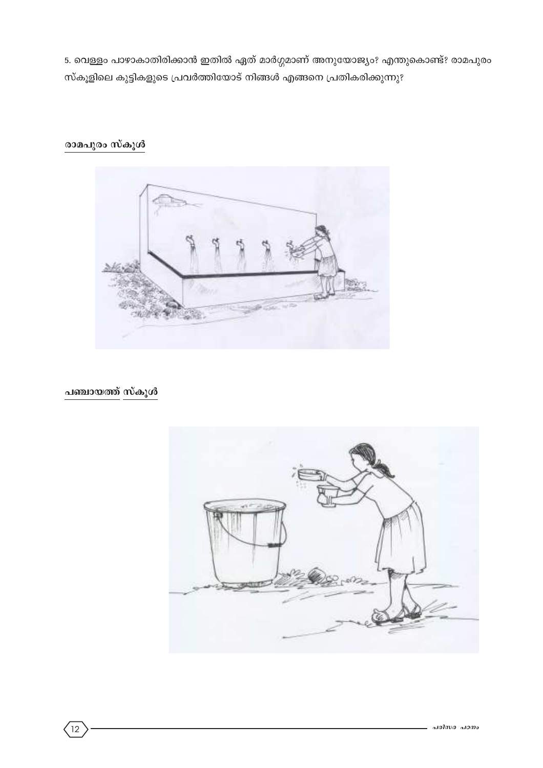5. വെള്ളം പാഴാകാതിരിക്കാൻ ഇതിൽ ഏത് മാർഗ്ഗമാണ് അനുയോജ്യം? എന്തുകൊണ്ട്? രാമപുരം സ്കൂളിലെ കുട്ടികളുടെ പ്രവർത്തിയോട് നിങ്ങൾ എങ്ങനെ പ്രതികരിക്കുന്നു?

രാമപുരം സ്കൂൾ

പഞ്ചായത്ത് സ്കൂൾ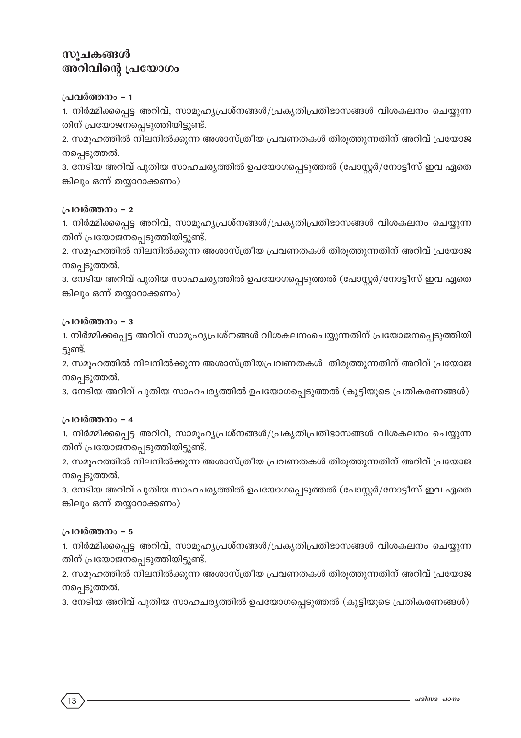## സൂചകങ്ങൾ
## അറിവിന്റെ പ്രയോഗം

### പ്രവർത്തനം – 1

1. നിർമ്മിക്കപ്പെട്ട അറിവ്, സാമൂഹ്യപ്രശ്നങ്ങൾ/പ്രകൃതിപ്രതിഭാസങ്ങൾ വിശകലനം ചെയ്യുന്നതിന് പ്രയോജനപ്പെടുത്തിയിട്ടുണ്ട്.
2. സമൂഹത്തിൽ നിലനിൽക്കുന്ന അശാസ്ത്രീയ പ്രവണതകൾ തിരുത്തുന്നതിന് അറിവ് പ്രയോജനപ്പെടുത്തൽ.
3. നേടിയ അറിവ് പുതിയ സാഹചര്യത്തിൽ ഉപയോഗപ്പെടുത്തൽ (പോസ്റ്റർ/നോട്ടീസ് ഇവ ഏതെങ്കിലും ഒന്ന് തയ്യാറാക്കണം)

### പ്രവർത്തനം – 2

1. നിർമ്മിക്കപ്പെട്ട അറിവ്, സാമൂഹ്യപ്രശ്നങ്ങൾ/പ്രകൃതിപ്രതിഭാസങ്ങൾ വിശകലനം ചെയ്യുന്നതിന് പ്രയോജനപ്പെടുത്തിയിട്ടുണ്ട്.
2. സമൂഹത്തിൽ നിലനിൽക്കുന്ന അശാസ്ത്രീയ പ്രവണതകൾ തിരുത്തുന്നതിന് അറിവ് പ്രയോജനപ്പെടുത്തൽ.
3. നേടിയ അറിവ് പുതിയ സാഹചര്യത്തിൽ ഉപയോഗപ്പെടുത്തൽ (പോസ്റ്റർ/നോട്ടീസ് ഇവ ഏതെങ്കിലും ഒന്ന് തയ്യാറാക്കണം)

### പ്രവർത്തനം – 3

1. നിർമ്മിക്കപ്പെട്ട അറിവ് സാമൂഹ്യപ്രശ്നങ്ങൾ വിശകലനംചെയ്യുന്നതിന് പ്രയോജനപ്പെടുത്തിയിട്ടുണ്ട്.
2. സമൂഹത്തിൽ നിലനിൽക്കുന്ന അശാസ്ത്രീയപ്രവണതകൾ തിരുത്തുന്നതിന് അറിവ് പ്രയോജനപ്പെടുത്തൽ.
3. നേടിയ അറിവ് പുതിയ സാഹചര്യത്തിൽ ഉപയോഗപ്പെടുത്തൽ (കുട്ടിയുടെ പ്രതികരണങ്ങൾ)

### പ്രവർത്തനം – 4

1. നിർമ്മിക്കപ്പെട്ട അറിവ്, സാമൂഹ്യപ്രശ്നങ്ങൾ/പ്രകൃതിപ്രതിഭാസങ്ങൾ വിശകലനം ചെയ്യുന്നതിന് പ്രയോജനപ്പെടുത്തിയിട്ടുണ്ട്.
2. സമൂഹത്തിൽ നിലനിൽക്കുന്ന അശാസ്ത്രീയ പ്രവണതകൾ തിരുത്തുന്നതിന് അറിവ് പ്രയോജനപ്പെടുത്തൽ.
3. നേടിയ അറിവ് പുതിയ സാഹചര്യത്തിൽ ഉപയോഗപ്പെടുത്തൽ (പോസ്റ്റർ/നോട്ടീസ് ഇവ ഏതെങ്കിലും ഒന്ന് തയ്യാറാക്കണം)

### പ്രവർത്തനം – 5

1. നിർമ്മിക്കപ്പെട്ട അറിവ്, സാമൂഹ്യപ്രശ്നങ്ങൾ/പ്രകൃതിപ്രതിഭാസങ്ങൾ വിശകലനം ചെയ്യുന്നതിന് പ്രയോജനപ്പെടുത്തിയിട്ടുണ്ട്.
2. സമൂഹത്തിൽ നിലനിൽക്കുന്ന അശാസ്ത്രീയ പ്രവണതകൾ തിരുത്തുന്നതിന് അറിവ് പ്രയോജനപ്പെടുത്തൽ.
3. നേടിയ അറിവ് പുതിയ സാഹചര്യത്തിൽ ഉപയോഗപ്പെടുത്തൽ (കുട്ടിയുടെ പ്രതികരണങ്ങൾ)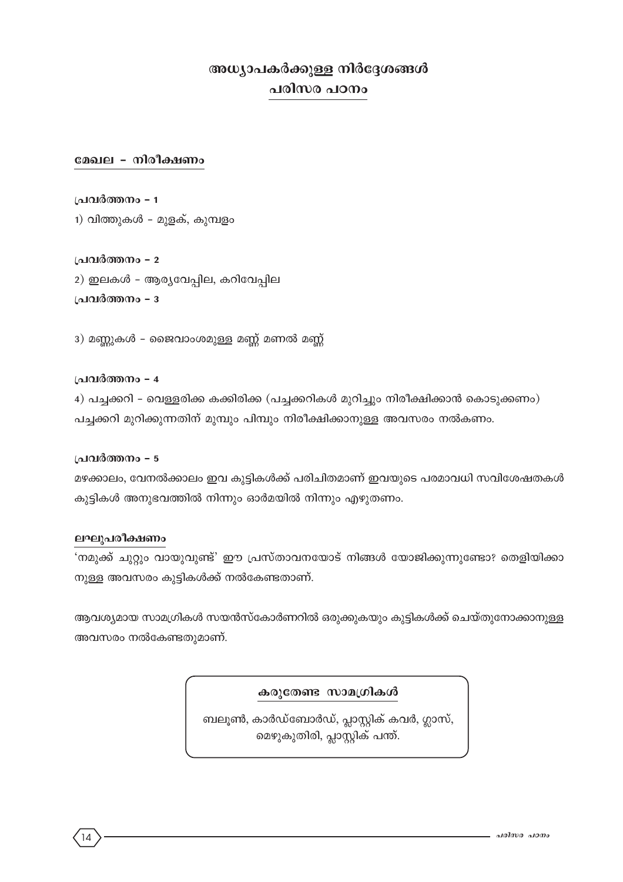# അധ്യാപകർക്കുള്ള നിർദ്ദേശങ്ങൾ
## പരിസര പഠനം

### മേഖല - നിരീക്ഷണം

**പ്രവർത്തനം - 1**

1) വിത്തുകൾ - മുളക്, കുമ്പളം

**പ്രവർത്തനം - 2**

2) ഇലകൾ - ആര്യവേപ്പില, കറിവേപ്പില

**പ്രവർത്തനം - 3**

3) മണ്ണുകൾ - ജൈവാംശമുള്ള മണ്ണ് മണൽ മണ്ണ്

**പ്രവർത്തനം - 4**

4) പച്ചക്കറി - വെള്ളരിക്ക കക്കിരിക്ക (പച്ചക്കറികൾ മുറിച്ചും നിരീക്ഷിക്കാൻ കൊടുക്കണം) പച്ചക്കറി മുറിക്കുന്നതിന് മുമ്പും പിമ്പും നിരീക്ഷിക്കാനുള്ള അവസരം നൽകണം.

**പ്രവർത്തനം - 5**

മഴക്കാലം, വേനൽക്കാലം ഇവ കുട്ടികൾക്ക് പരിചിതമാണ് ഇവയുടെ പരമാവധി സവിശേഷതകൾ കുട്ടികൾ അനുഭവത്തിൽ നിന്നും ഓർമയിൽ നിന്നും എഴുതണം.

**ലഘുപരീക്ഷണം**

'നമുക്ക് ചുറ്റും വായുവുണ്ട്' ഈ പ്രസ്താവനയോട് നിങ്ങൾ യോജിക്കുന്നുണ്ടോ? തെളിയിക്കാനുള്ള അവസരം കുട്ടികൾക്ക് നൽകേണ്ടതാണ്.

ആവശ്യമായ സാമഗ്രികൾ സയൻസ്കോർണറിൽ ഒരുക്കുകയും കുട്ടികൾക്ക് ചെയ്തുനോക്കാനുള്ള അവസരം നൽകേണ്ടതുമാണ്.

**കരുതേണ്ട സാമഗ്രികൾ**

ബലൂൺ, കാർഡ്ബോർഡ്, പ്ലാസ്റ്റിക് കവർ, ഗ്ലാസ്, മെഴുകുതിരി, പ്ലാസ്റ്റിക് പന്ത്.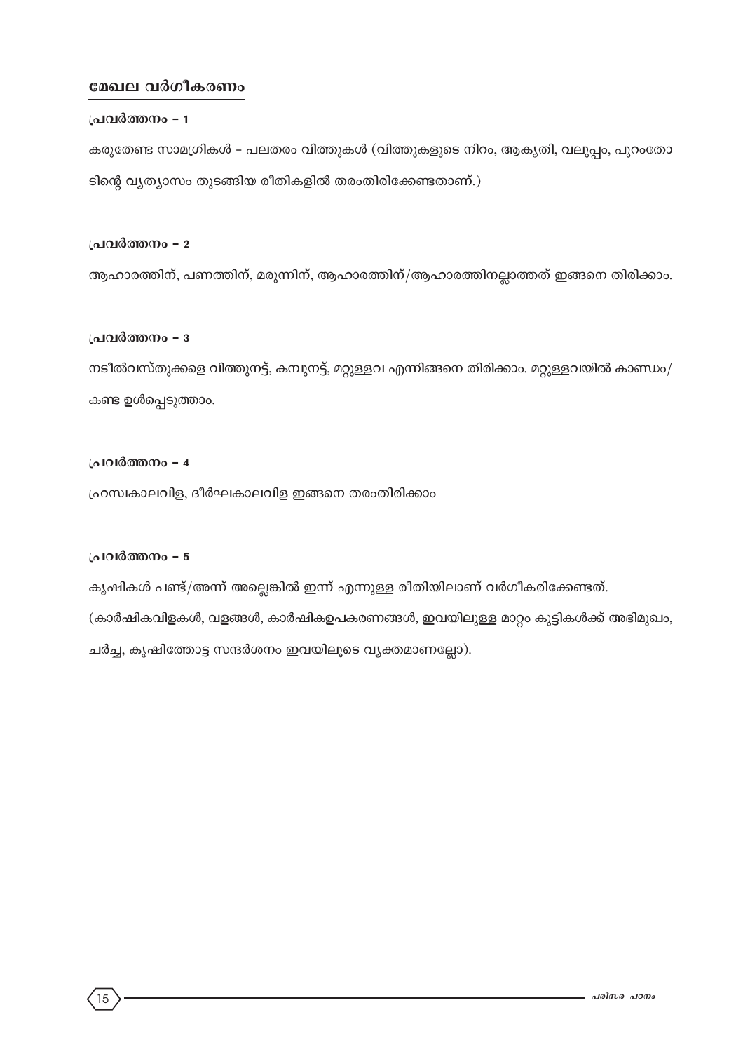## മേഖല വർഗീകരണം

**പ്രവർത്തനം – 1**

കരുതേണ്ട സാമഗ്രികൾ – പലതരം വിത്തുകൾ (വിത്തുകളുടെ നിറം, ആകൃതി, വലുപ്പം, പുറംതോടിന്റെ വ്യത്യാസം തുടങ്ങിയ രീതികളിൽ തരംതിരിക്കേണ്ടതാണ്.)

**പ്രവർത്തനം – 2**

ആഹാരത്തിന്, പണത്തിന്, മരുന്നിന്, ആഹാരത്തിന്/ആഹാരത്തിനല്ലാത്തത് ഇങ്ങനെ തിരിക്കാം.

**പ്രവർത്തനം – 3**

നടീൽവസ്തുക്കളെ വിത്തുനട്ട്, കമ്പുനട്ട്, മറ്റുള്ളവ എന്നിങ്ങനെ തിരിക്കാം. മറ്റുള്ളവയിൽ കാണ്ഡം/കണ്ട ഉൾപ്പെടുത്താം.

**പ്രവർത്തനം – 4**

ഹ്രസ്വകാലവിള, ദീർഘകാലവിള ഇങ്ങനെ തരംതിരിക്കാം

**പ്രവർത്തനം – 5**

കൃഷികൾ പണ്ട്/അന്ന് അല്ലെങ്കിൽ ഇന്ന് എന്നുള്ള രീതിയിലാണ് വർഗീകരിക്കേണ്ടത്.

(കാർഷികവിളകൾ, വളങ്ങൾ, കാർഷികഉപകരണങ്ങൾ, ഇവയിലുള്ള മാറ്റം കുട്ടികൾക്ക് അഭിമുഖം, ചർച്ച, കൃഷിത്തോട്ട സന്ദർശനം ഇവയിലൂടെ വ്യക്തമാണല്ലോ).